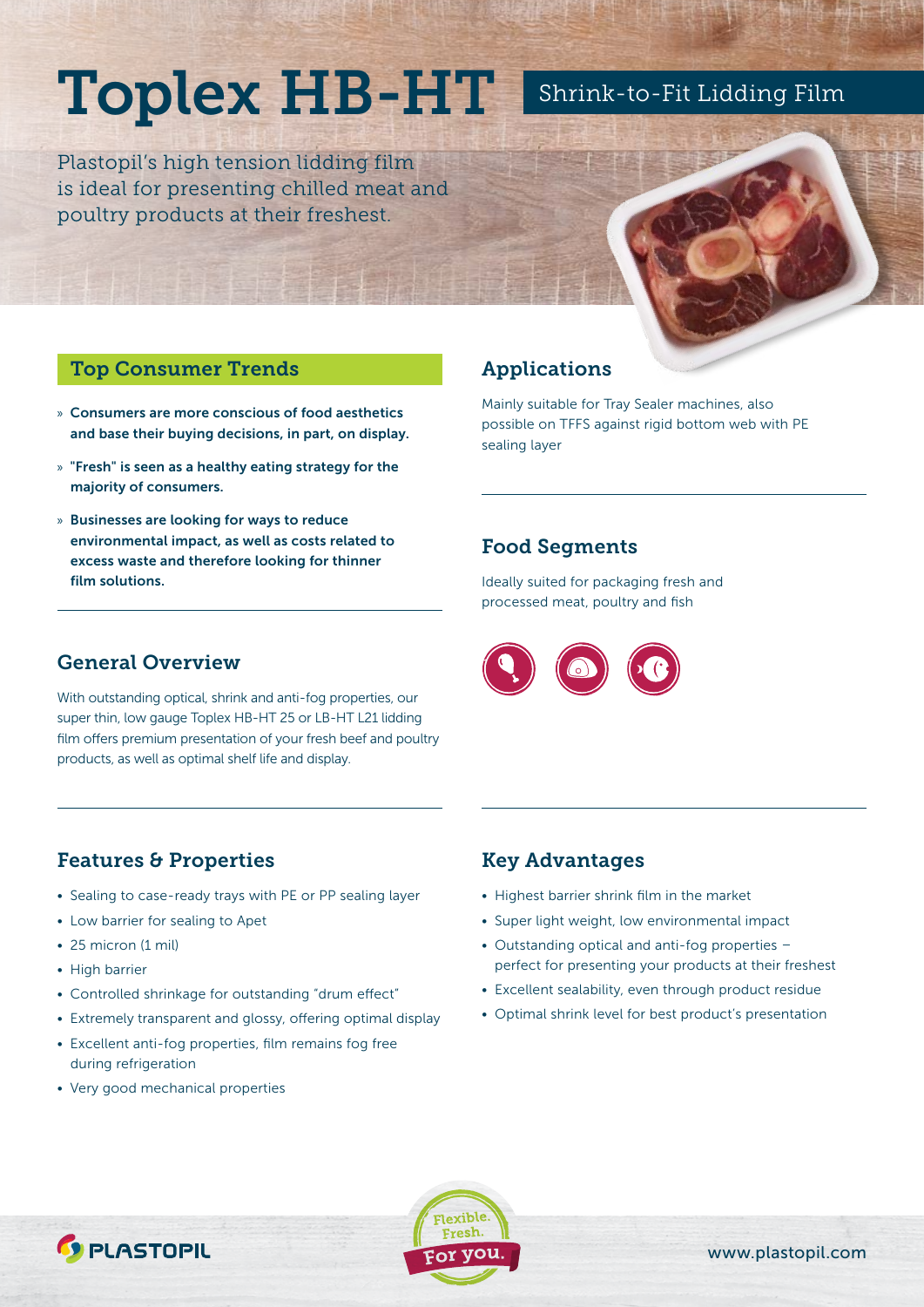# Toplex HB-HT

## Shrink-to-Fit Lidding Film

Plastopil's high tension lidding film is ideal for presenting chilled meat and poultry products at their freshest.

## Top Consumer Trends

- **Consumers are more conscious of food aesthetics and base their buying decisions, in part, on display.**
- **"Fresh" is seen as a healthy eating strategy for the majority of consumers.**
- **Businesses are looking for ways to reduce environmental impact, as well as costs related to excess waste and therefore looking for thinner film solutions.**

## General Overview

With outstanding optical, shrink and anti-fog properties, our super thin, low gauge Toplex HB-HT 25 or LB-HT L21 lidding film offers premium presentation of your fresh beef and poultry products, as well as optimal shelf life and display.

## Applications

Mainly suitable for Tray Sealer machines, also possible on TFFS against rigid bottom web with PE sealing layer

## Food Segments

Ideally suited for packaging fresh and processed meat, poultry and fish

## Features & Properties

- Sealing to case-ready trays with PE or PP sealing layer
- Low barrier for sealing to Apet
- 25 micron (1 mil)
- High barrier
- Controlled shrinkage for outstanding "drum effect"
- Extremely transparent and glossy, offering optimal display
- Excellent anti-fog properties, film remains fog free during refrigeration
- Very good mechanical properties

## Key Advantages

- Highest barrier shrink film in the market
- Super light weight, low environmental impact
- Outstanding optical and anti-fog properties – perfect for presenting your products at their freshest
- Excellent sealability, even through product residue
- Optimal shrink level for best product's presentation

PLASTOPIL

Flexible. Fresh. For you.

www.plastopil.com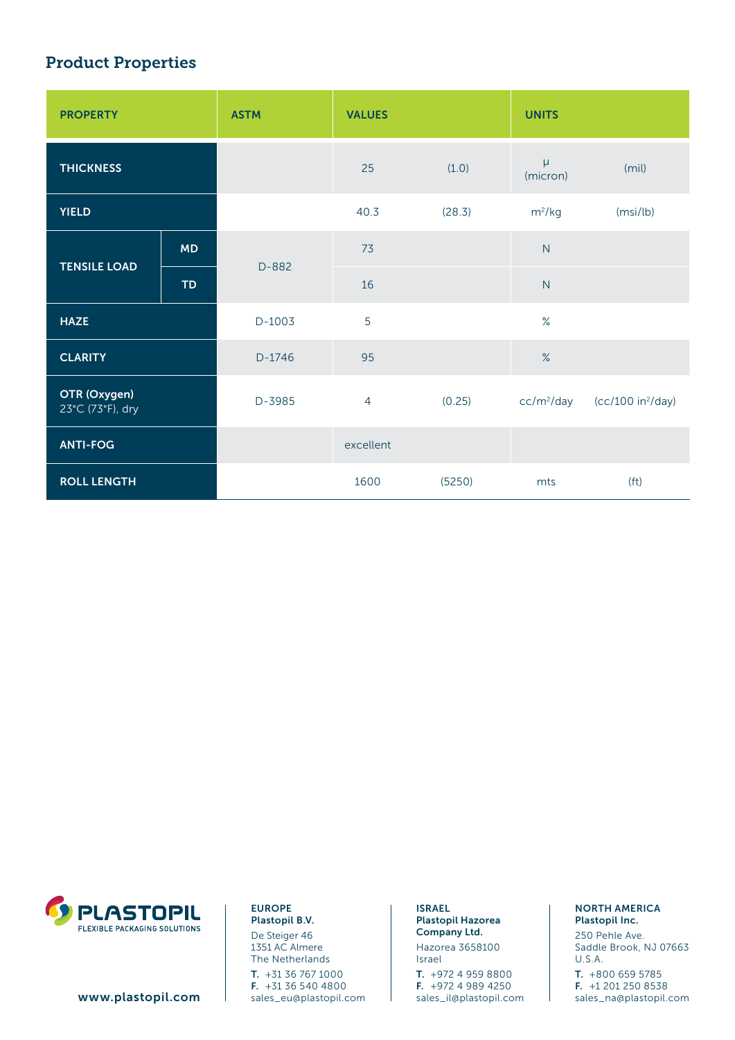## Product Properties

| PROPERTY | | ASTM | VALUES | | UNITS | |
|---|---|---|---|---|---|---|
| THICKNESS | | | 25 | (1.0) | μ (micron) | (mil) |
| YIELD | | | 40.3 | (28.3) | $m^2/kg$ | (msi/lb) |
| TENSILE LOAD | MD | D-882 | 73 | | N | |
| | TD | | 16 | | N | |
| HAZE | | D-1003 | 5 | | % | |
| CLARITY | | D-1746 | 95 | | % | |
| OTR (Oxygen) 23°C (73°F), dry | | D-3985 | 4 | (0.25) | $cc/m^2/day$ | ($cc/100\ in^2/day$) |
| ANTI-FOG | | | excellent | | | |
| ROLL LENGTH | | | 1600 | (5250) | mts | (ft) |

PLASTOPIL
FLEXIBLE PACKAGING SOLUTIONS

www.plastopil.com

**EUROPE**
**Plastopil B.V.**
De Steiger 46
1351 AC Almere
The Netherlands
**T.** +31 36 767 1000
**F.** +31 36 540 4800
sales_eu@plastopil.com

**ISRAEL**
**Plastopil Hazorea Company Ltd.**
Hazorea 3658100
Israel
**T.** +972 4 959 8800
**F.** +972 4 989 4250
sales_il@plastopil.com

**NORTH AMERICA**
**Plastopil Inc.**
250 Pehle Ave.
Saddle Brook, NJ 07663
U.S.A.
**T.** +800 659 5785
**F.** +1 201 250 8538
sales_na@plastopil.com